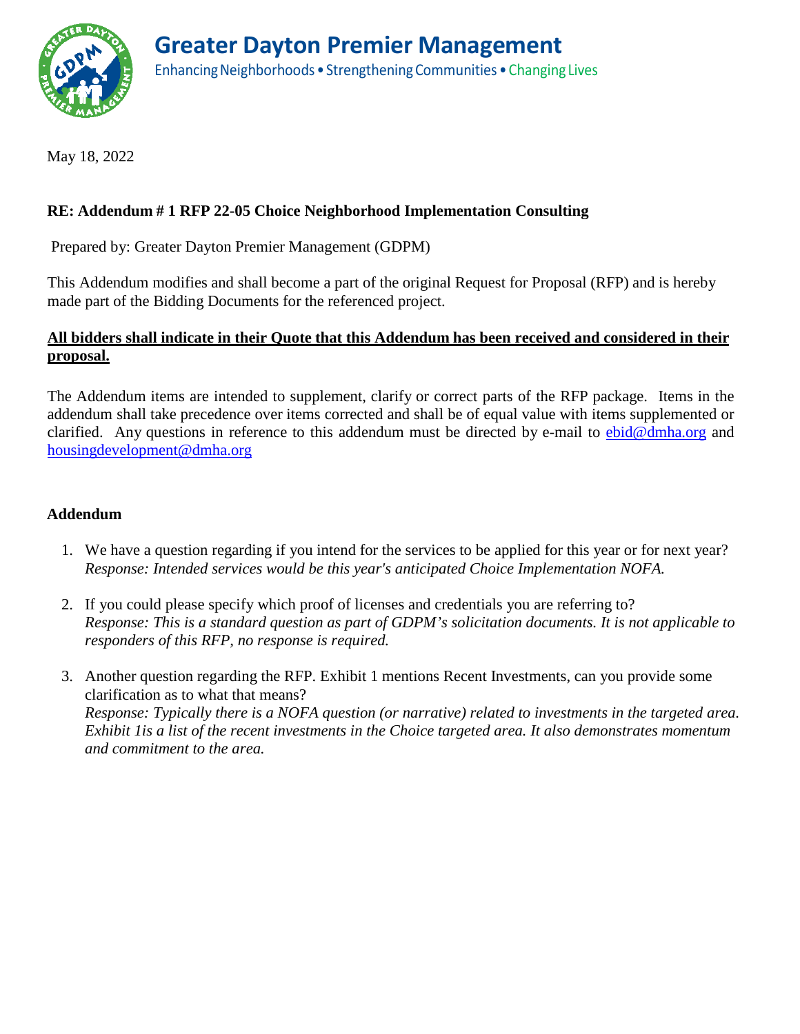# Greater Dayton Premier Management

Enhancing Neighborhoods • Strengthening Communities • Changing Lives

May 18, 2022

**RE: Addendum # 1 RFP 22-05 Choice Neighborhood Implementation Consulting**

Prepared by: Greater Dayton Premier Management (GDPM)

This Addendum modifies and shall become a part of the original Request for Proposal (RFP) and is hereby made part of the Bidding Documents for the referenced project.

**All bidders shall indicate in their Quote that this Addendum has been received and considered in their proposal.**

The Addendum items are intended to supplement, clarify or correct parts of the RFP package. Items in the addendum shall take precedence over items corrected and shall be of equal value with items supplemented or clarified. Any questions in reference to this addendum must be directed by e-mail to ebid@dmha.org and housingdevelopment@dmha.org

## Addendum

1. We have a question regarding if you intend for the services to be applied for this year or for next year?
   *Response: Intended services would be this year's anticipated Choice Implementation NOFA.*

2. If you could please specify which proof of licenses and credentials you are referring to?
   *Response: This is a standard question as part of GDPM's solicitation documents. It is not applicable to responders of this RFP, no response is required.*

3. Another question regarding the RFP. Exhibit 1 mentions Recent Investments, can you provide some clarification as to what that means?
   *Response: Typically there is a NOFA question (or narrative) related to investments in the targeted area. Exhibit 1is a list of the recent investments in the Choice targeted area. It also demonstrates momentum and commitment to the area.*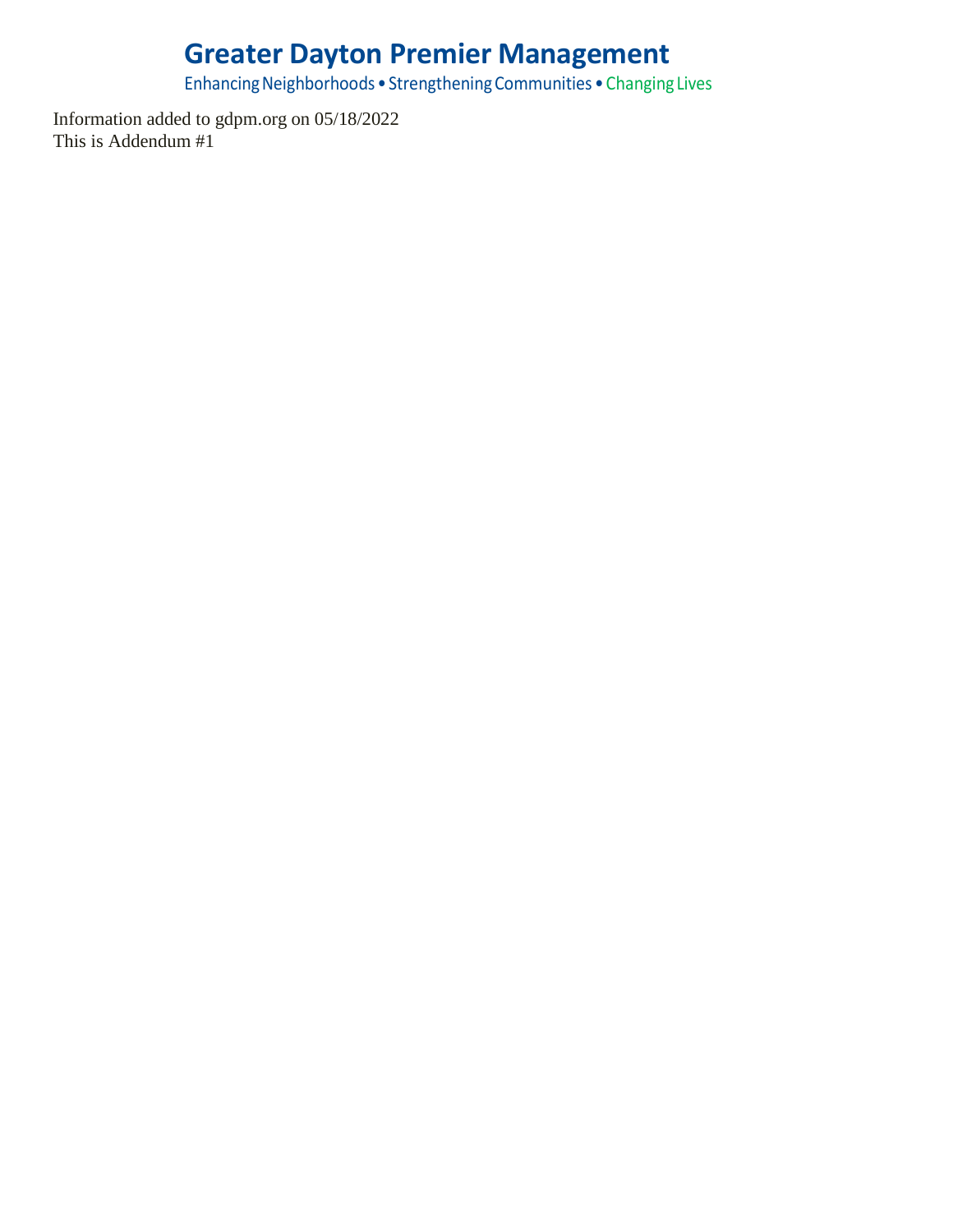# Greater Dayton Premier Management

Enhancing Neighborhoods • Strengthening Communities • Changing Lives

Information added to gdpm.org on 05/18/2022
This is Addendum #1